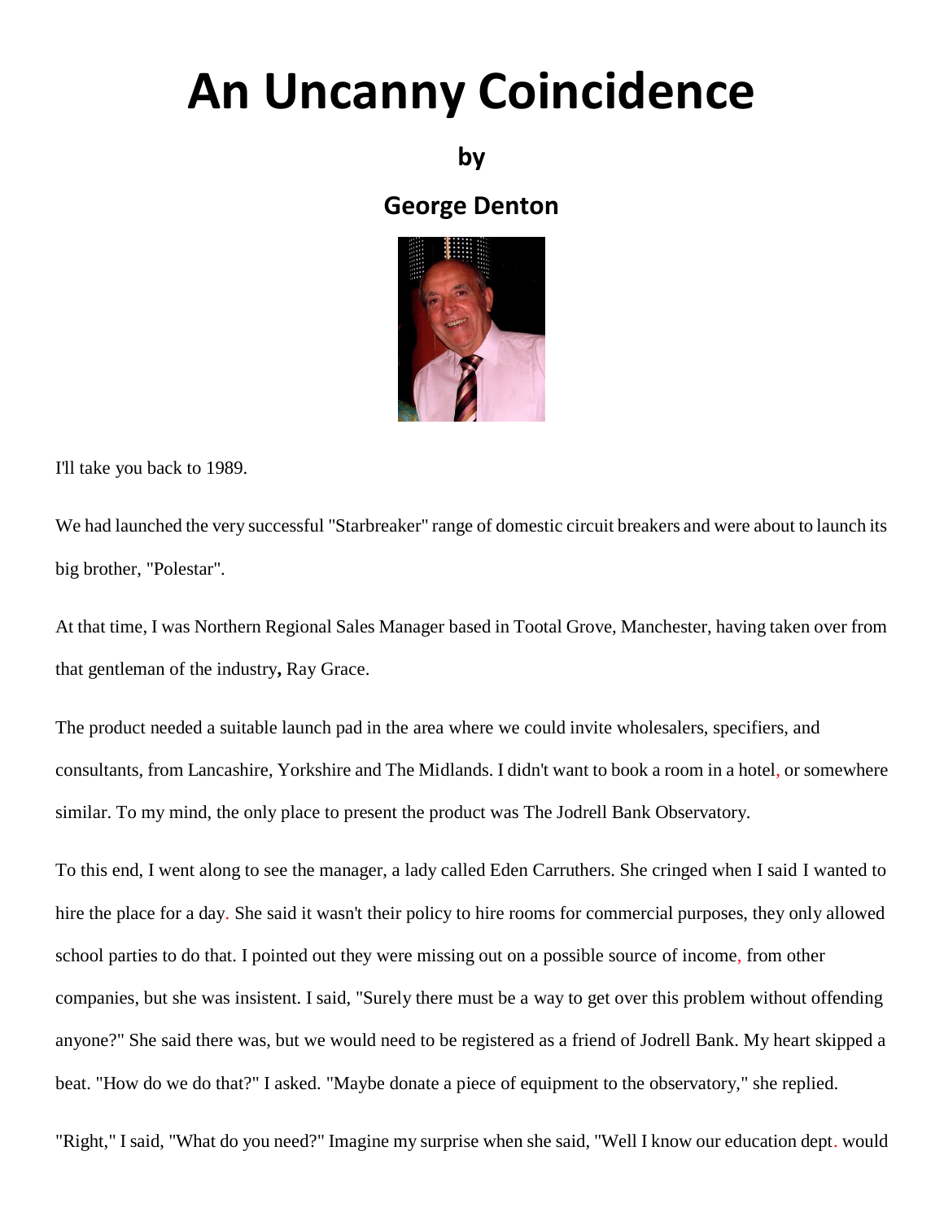# An Uncanny Coincidence

**by**

**George Denton**

I'll take you back to 1989.

We had launched the very successful "Starbreaker" range of domestic circuit breakers and were about to launch its big brother, "Polestar".

At that time, I was Northern Regional Sales Manager based in Tootal Grove, Manchester, having taken over from that gentleman of the industry**,** Ray Grace.

The product needed a suitable launch pad in the area where we could invite wholesalers, specifiers, and consultants, from Lancashire, Yorkshire and The Midlands. I didn't want to book a room in a hotel, or somewhere similar. To my mind, the only place to present the product was The Jodrell Bank Observatory.

To this end, I went along to see the manager, a lady called Eden Carruthers. She cringed when I said I wanted to hire the place for a day. She said it wasn't their policy to hire rooms for commercial purposes, they only allowed school parties to do that. I pointed out they were missing out on a possible source of income, from other companies, but she was insistent. I said, "Surely there must be a way to get over this problem without offending anyone?" She said there was, but we would need to be registered as a friend of Jodrell Bank. My heart skipped a beat. "How do we do that?" I asked. "Maybe donate a piece of equipment to the observatory," she replied.

"Right," I said, "What do you need?" Imagine my surprise when she said, "Well I know our education dept. would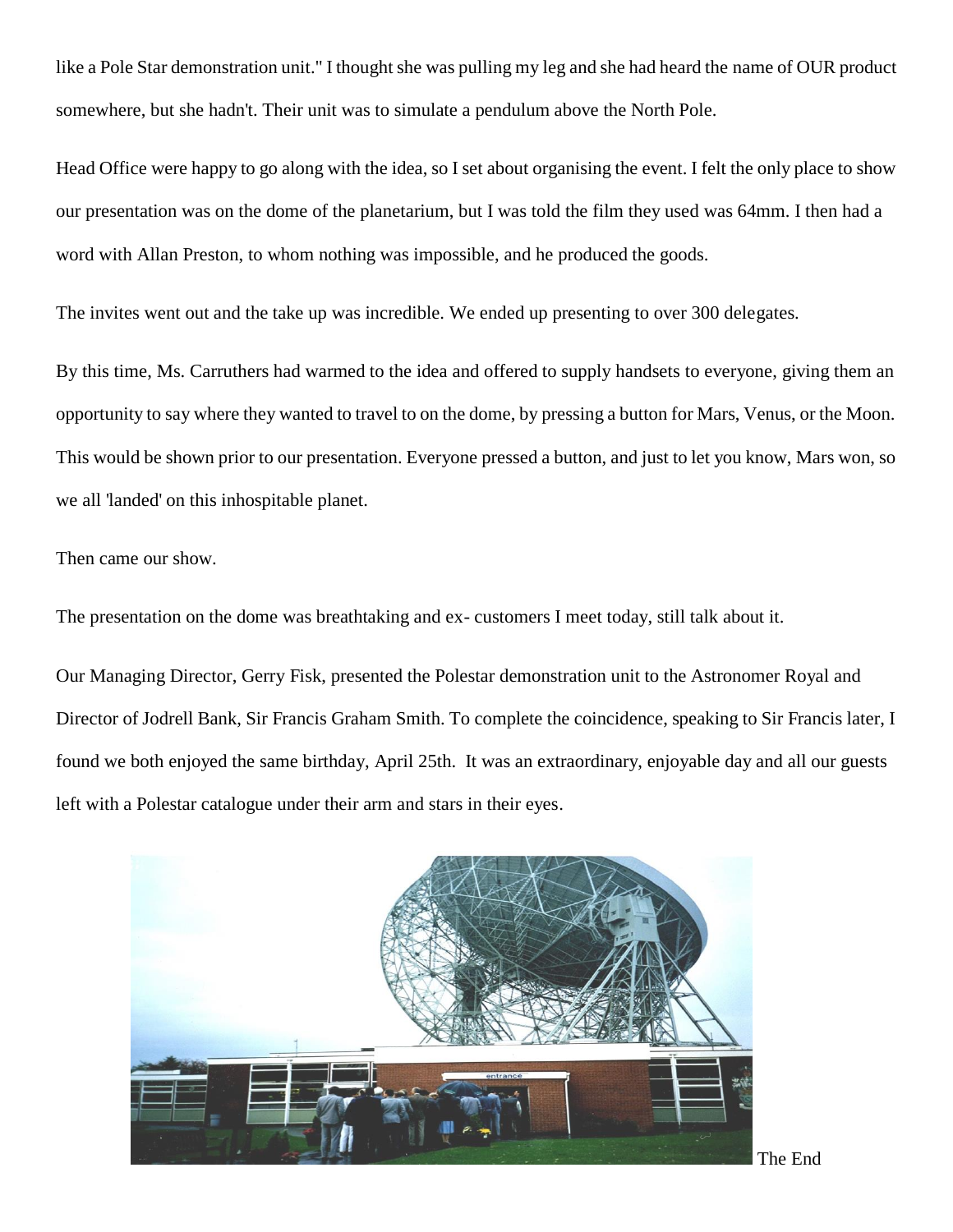like a Pole Star demonstration unit." I thought she was pulling my leg and she had heard the name of OUR product somewhere, but she hadn't. Their unit was to simulate a pendulum above the North Pole.

Head Office were happy to go along with the idea, so I set about organising the event. I felt the only place to show our presentation was on the dome of the planetarium, but I was told the film they used was 64mm. I then had a word with Allan Preston, to whom nothing was impossible, and he produced the goods.

The invites went out and the take up was incredible. We ended up presenting to over 300 delegates.

By this time, Ms. Carruthers had warmed to the idea and offered to supply handsets to everyone, giving them an opportunity to say where they wanted to travel to on the dome, by pressing a button for Mars, Venus, or the Moon. This would be shown prior to our presentation. Everyone pressed a button, and just to let you know, Mars won, so we all 'landed' on this inhospitable planet.

Then came our show.

The presentation on the dome was breathtaking and ex- customers I meet today, still talk about it.

Our Managing Director, Gerry Fisk, presented the Polestar demonstration unit to the Astronomer Royal and Director of Jodrell Bank, Sir Francis Graham Smith. To complete the coincidence, speaking to Sir Francis later, I found we both enjoyed the same birthday, April 25th. It was an extraordinary, enjoyable day and all our guests left with a Polestar catalogue under their arm and stars in their eyes.

The End